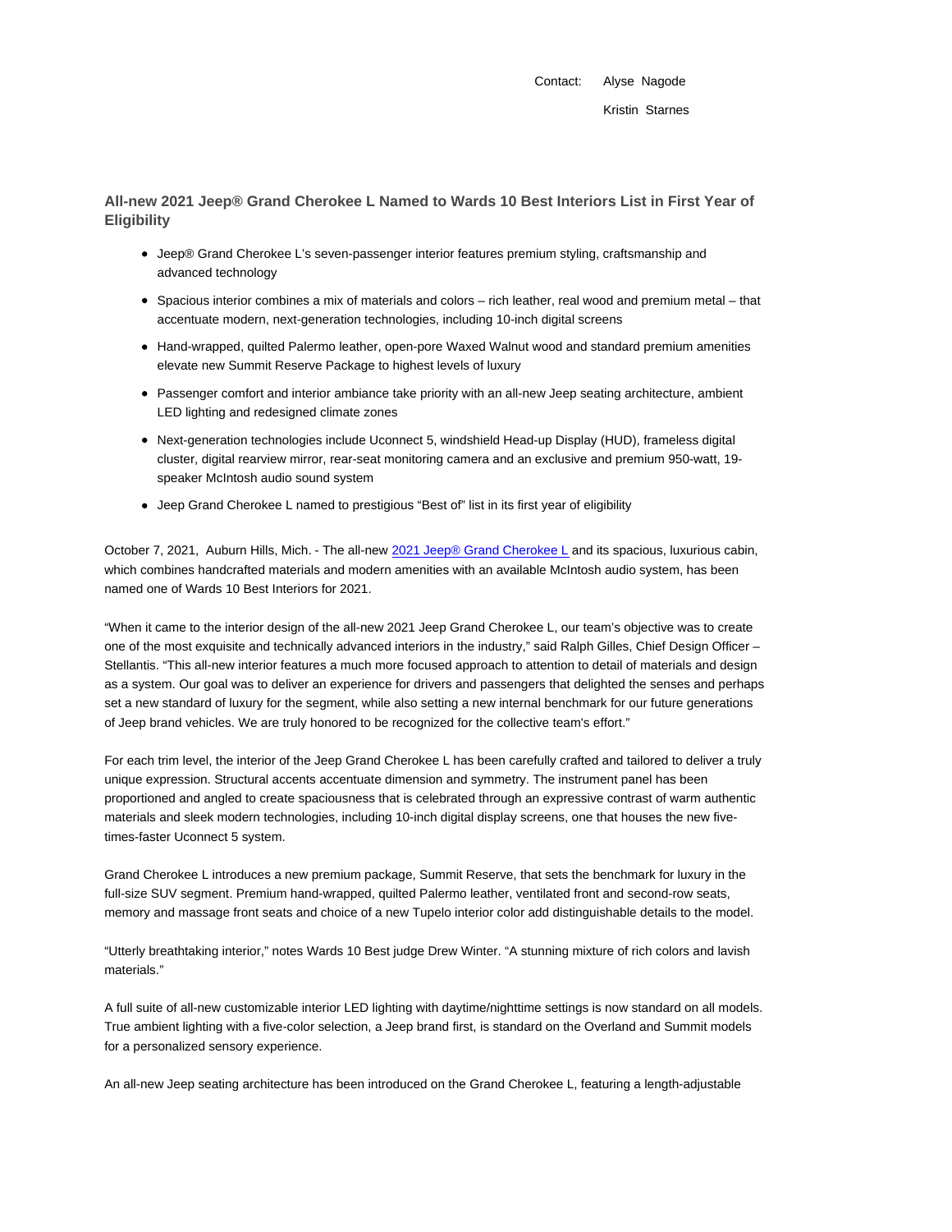Contact: Alyse Nagode

Kristin Starnes

## All-new 2021 Jeep® Grand Cherokee L Named to Wards 10 Best Interiors List in First Year of Eligibility

- Jeep® Grand Cherokee L's seven-passenger interior features premium styling, craftsmanship and advanced technology
- Spacious interior combines a mix of materials and colors – rich leather, real wood and premium metal – that accentuate modern, next-generation technologies, including 10-inch digital screens
- Hand-wrapped, quilted Palermo leather, open-pore Waxed Walnut wood and standard premium amenities elevate new Summit Reserve Package to highest levels of luxury
- Passenger comfort and interior ambiance take priority with an all-new Jeep seating architecture, ambient LED lighting and redesigned climate zones
- Next-generation technologies include Uconnect 5, windshield Head-up Display (HUD), frameless digital cluster, digital rearview mirror, rear-seat monitoring camera and an exclusive and premium 950-watt, 19-speaker McIntosh audio sound system
- Jeep Grand Cherokee L named to prestigious "Best of" list in its first year of eligibility

October 7, 2021, Auburn Hills, Mich. - The all-new 2021 Jeep® Grand Cherokee L and its spacious, luxurious cabin, which combines handcrafted materials and modern amenities with an available McIntosh audio system, has been named one of Wards 10 Best Interiors for 2021.

"When it came to the interior design of the all-new 2021 Jeep Grand Cherokee L, our team's objective was to create one of the most exquisite and technically advanced interiors in the industry," said Ralph Gilles, Chief Design Officer – Stellantis. "This all-new interior features a much more focused approach to attention to detail of materials and design as a system. Our goal was to deliver an experience for drivers and passengers that delighted the senses and perhaps set a new standard of luxury for the segment, while also setting a new internal benchmark for our future generations of Jeep brand vehicles. We are truly honored to be recognized for the collective team's effort."

For each trim level, the interior of the Jeep Grand Cherokee L has been carefully crafted and tailored to deliver a truly unique expression. Structural accents accentuate dimension and symmetry. The instrument panel has been proportioned and angled to create spaciousness that is celebrated through an expressive contrast of warm authentic materials and sleek modern technologies, including 10-inch digital display screens, one that houses the new five-times-faster Uconnect 5 system.

Grand Cherokee L introduces a new premium package, Summit Reserve, that sets the benchmark for luxury in the full-size SUV segment. Premium hand-wrapped, quilted Palermo leather, ventilated front and second-row seats, memory and massage front seats and choice of a new Tupelo interior color add distinguishable details to the model.

"Utterly breathtaking interior," notes Wards 10 Best judge Drew Winter. "A stunning mixture of rich colors and lavish materials."

A full suite of all-new customizable interior LED lighting with daytime/nighttime settings is now standard on all models. True ambient lighting with a five-color selection, a Jeep brand first, is standard on the Overland and Summit models for a personalized sensory experience.

An all-new Jeep seating architecture has been introduced on the Grand Cherokee L, featuring a length-adjustable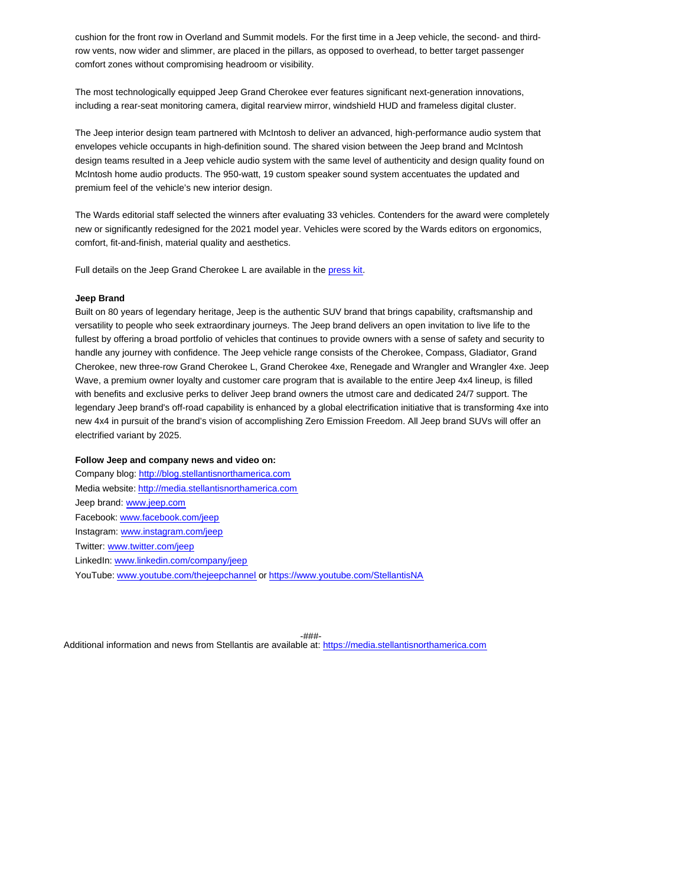cushion for the front row in Overland and Summit models. For the first time in a Jeep vehicle, the second- and third-row vents, now wider and slimmer, are placed in the pillars, as opposed to overhead, to better target passenger comfort zones without compromising headroom or visibility.

The most technologically equipped Jeep Grand Cherokee ever features significant next-generation innovations, including a rear-seat monitoring camera, digital rearview mirror, windshield HUD and frameless digital cluster.

The Jeep interior design team partnered with McIntosh to deliver an advanced, high-performance audio system that envelopes vehicle occupants in high-definition sound. The shared vision between the Jeep brand and McIntosh design teams resulted in a Jeep vehicle audio system with the same level of authenticity and design quality found on McIntosh home audio products. The 950-watt, 19 custom speaker sound system accentuates the updated and premium feel of the vehicle's new interior design.

The Wards editorial staff selected the winners after evaluating 33 vehicles. Contenders for the award were completely new or significantly redesigned for the 2021 model year. Vehicles were scored by the Wards editors on ergonomics, comfort, fit-and-finish, material quality and aesthetics.

Full details on the Jeep Grand Cherokee L are available in the press kit.

**Jeep Brand**

Built on 80 years of legendary heritage, Jeep is the authentic SUV brand that brings capability, craftsmanship and versatility to people who seek extraordinary journeys. The Jeep brand delivers an open invitation to live life to the fullest by offering a broad portfolio of vehicles that continues to provide owners with a sense of safety and security to handle any journey with confidence. The Jeep vehicle range consists of the Cherokee, Compass, Gladiator, Grand Cherokee, new three-row Grand Cherokee L, Grand Cherokee 4xe, Renegade and Wrangler and Wrangler 4xe. Jeep Wave, a premium owner loyalty and customer care program that is available to the entire Jeep 4x4 lineup, is filled with benefits and exclusive perks to deliver Jeep brand owners the utmost care and dedicated 24/7 support. The legendary Jeep brand's off-road capability is enhanced by a global electrification initiative that is transforming 4xe into new 4x4 in pursuit of the brand's vision of accomplishing Zero Emission Freedom. All Jeep brand SUVs will offer an electrified variant by 2025.

**Follow Jeep and company news and video on:**

Company blog: http://blog.stellantisnorthamerica.com
Media website: http://media.stellantisnorthamerica.com
Jeep brand: www.jeep.com
Facebook: www.facebook.com/jeep
Instagram: www.instagram.com/jeep
Twitter: www.twitter.com/jeep
LinkedIn: www.linkedin.com/company/jeep
YouTube: www.youtube.com/thejeepchannel or https://www.youtube.com/StellantisNA

-###-

Additional information and news from Stellantis are available at: https://media.stellantisnorthamerica.com